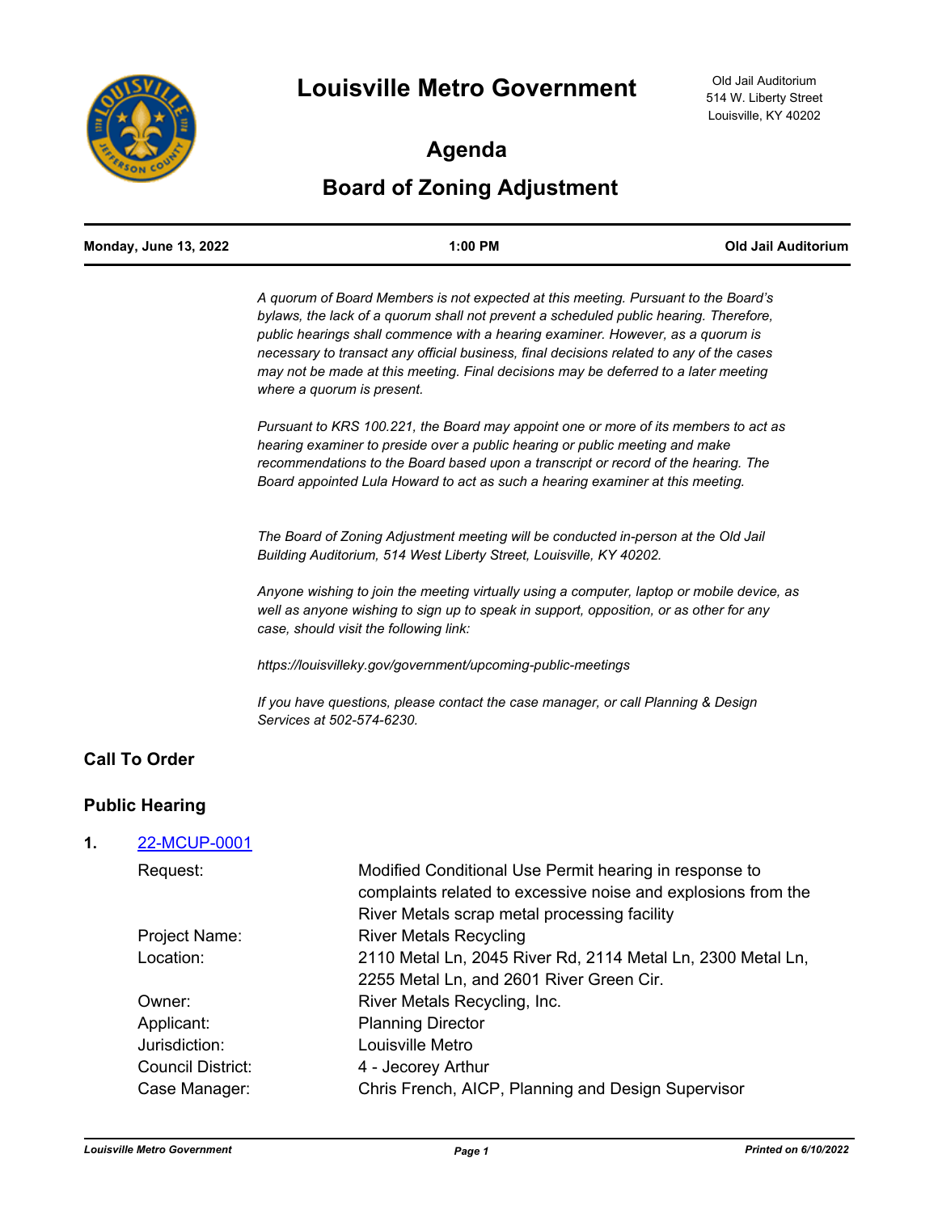# Louisville Metro Government

Old Jail Auditorium
514 W. Liberty Street
Louisville, KY 40202

## Agenda

## Board of Zoning Adjustment

| Monday, June 13, 2022 | 1:00 PM | Old Jail Auditorium |
|---|---|---|

*A quorum of Board Members is not expected at this meeting. Pursuant to the Board's bylaws, the lack of a quorum shall not prevent a scheduled public hearing. Therefore, public hearings shall commence with a hearing examiner. However, as a quorum is necessary to transact any official business, final decisions related to any of the cases may not be made at this meeting. Final decisions may be deferred to a later meeting where a quorum is present.*

*Pursuant to KRS 100.221, the Board may appoint one or more of its members to act as hearing examiner to preside over a public hearing or public meeting and make recommendations to the Board based upon a transcript or record of the hearing. The Board appointed Lula Howard to act as such a hearing examiner at this meeting.*

*The Board of Zoning Adjustment meeting will be conducted in-person at the Old Jail Building Auditorium, 514 West Liberty Street, Louisville, KY 40202.*

*Anyone wishing to join the meeting virtually using a computer, laptop or mobile device, as well as anyone wishing to sign up to speak in support, opposition, or as other for any case, should visit the following link:*

*https://louisvilleky.gov/government/upcoming-public-meetings*

*If you have questions, please contact the case manager, or call Planning & Design Services at 502-574-6230.*

### Call To Order

### Public Hearing

**1.** 22-MCUP-0001

| | |
|---|---|
| Request: | Modified Conditional Use Permit hearing in response to complaints related to excessive noise and explosions from the River Metals scrap metal processing facility |
| Project Name: | River Metals Recycling |
| Location: | 2110 Metal Ln, 2045 River Rd, 2114 Metal Ln, 2300 Metal Ln, 2255 Metal Ln, and 2601 River Green Cir. |
| Owner: | River Metals Recycling, Inc. |
| Applicant: | Planning Director |
| Jurisdiction: | Louisville Metro |
| Council District: | 4 - Jecorey Arthur |
| Case Manager: | Chris French, AICP, Planning and Design Supervisor |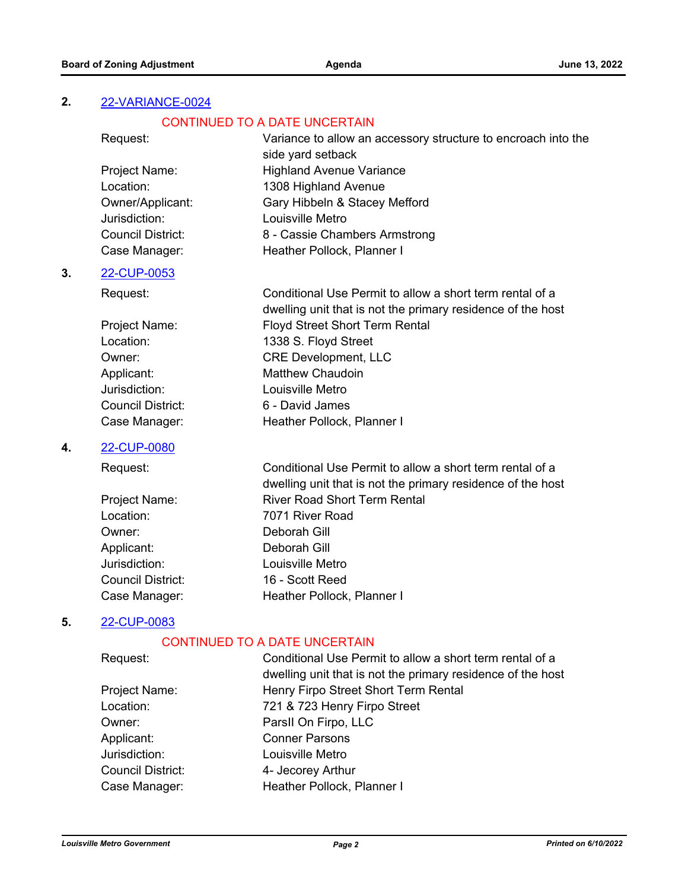**2.** 22-VARIANCE-0024

CONTINUED TO A DATE UNCERTAIN

| | |
|---|---|
| Request: | Variance to allow an accessory structure to encroach into the side yard setback |
| Project Name: | Highland Avenue Variance |
| Location: | 1308 Highland Avenue |
| Owner/Applicant: | Gary Hibbeln & Stacey Mefford |
| Jurisdiction: | Louisville Metro |
| Council District: | 8 - Cassie Chambers Armstrong |
| Case Manager: | Heather Pollock, Planner I |

**3.** 22-CUP-0053

| | |
|---|---|
| Request: | Conditional Use Permit to allow a short term rental of a dwelling unit that is not the primary residence of the host |
| Project Name: | Floyd Street Short Term Rental |
| Location: | 1338 S. Floyd Street |
| Owner: | CRE Development, LLC |
| Applicant: | Matthew Chaudoin |
| Jurisdiction: | Louisville Metro |
| Council District: | 6 - David James |
| Case Manager: | Heather Pollock, Planner I |

**4.** 22-CUP-0080

| | |
|---|---|
| Request: | Conditional Use Permit to allow a short term rental of a dwelling unit that is not the primary residence of the host |
| Project Name: | River Road Short Term Rental |
| Location: | 7071 River Road |
| Owner: | Deborah Gill |
| Applicant: | Deborah Gill |
| Jurisdiction: | Louisville Metro |
| Council District: | 16 - Scott Reed |
| Case Manager: | Heather Pollock, Planner I |

**5.** 22-CUP-0083

CONTINUED TO A DATE UNCERTAIN

| | |
|---|---|
| Request: | Conditional Use Permit to allow a short term rental of a dwelling unit that is not the primary residence of the host |
| Project Name: | Henry Firpo Street Short Term Rental |
| Location: | 721 & 723 Henry Firpo Street |
| Owner: | ParsII On Firpo, LLC |
| Applicant: | Conner Parsons |
| Jurisdiction: | Louisville Metro |
| Council District: | 4- Jecorey Arthur |
| Case Manager: | Heather Pollock, Planner I |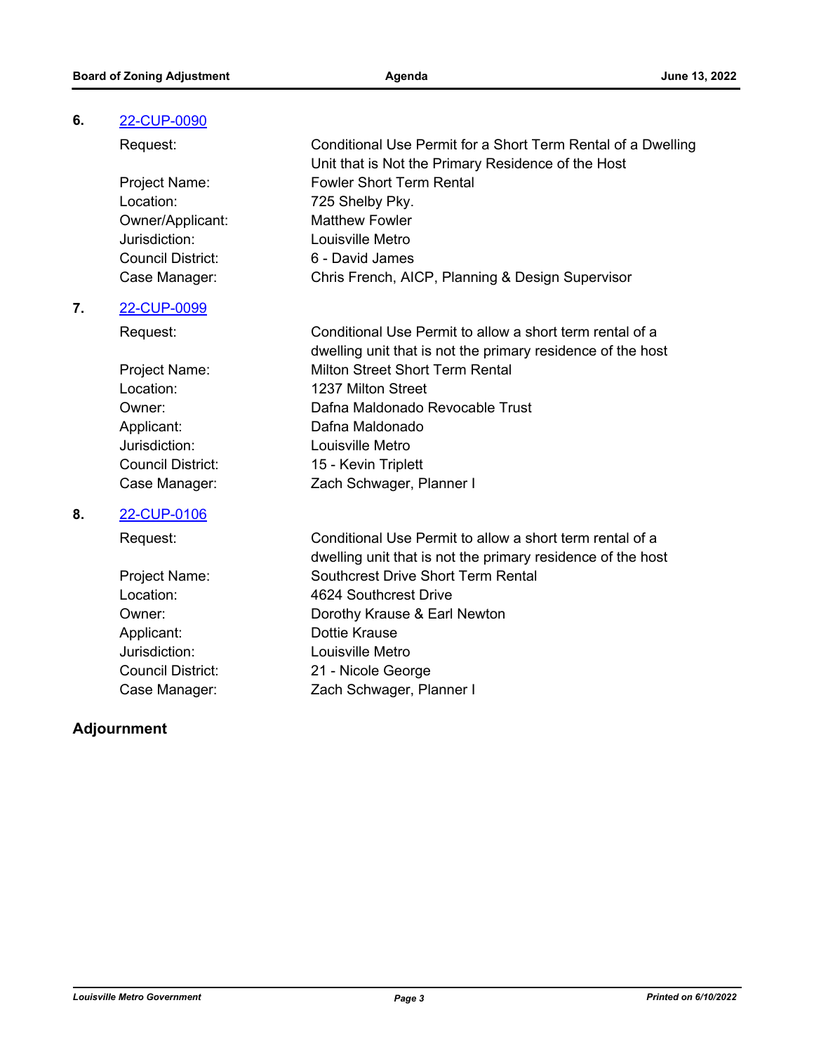6. [22-CUP-0090]

| | |
|---|---|
| Request: | Conditional Use Permit for a Short Term Rental of a Dwelling Unit that is Not the Primary Residence of the Host |
| Project Name: | Fowler Short Term Rental |
| Location: | 725 Shelby Pky. |
| Owner/Applicant: | Matthew Fowler |
| Jurisdiction: | Louisville Metro |
| Council District: | 6 - David James |
| Case Manager: | Chris French, AICP, Planning & Design Supervisor |

7. [22-CUP-0099]

| | |
|---|---|
| Request: | Conditional Use Permit to allow a short term rental of a dwelling unit that is not the primary residence of the host |
| Project Name: | Milton Street Short Term Rental |
| Location: | 1237 Milton Street |
| Owner: | Dafna Maldonado Revocable Trust |
| Applicant: | Dafna Maldonado |
| Jurisdiction: | Louisville Metro |
| Council District: | 15 - Kevin Triplett |
| Case Manager: | Zach Schwager, Planner I |

8. [22-CUP-0106]

| | |
|---|---|
| Request: | Conditional Use Permit to allow a short term rental of a dwelling unit that is not the primary residence of the host |
| Project Name: | Southcrest Drive Short Term Rental |
| Location: | 4624 Southcrest Drive |
| Owner: | Dorothy Krause & Earl Newton |
| Applicant: | Dottie Krause |
| Jurisdiction: | Louisville Metro |
| Council District: | 21 - Nicole George |
| Case Manager: | Zach Schwager, Planner I |

## Adjournment